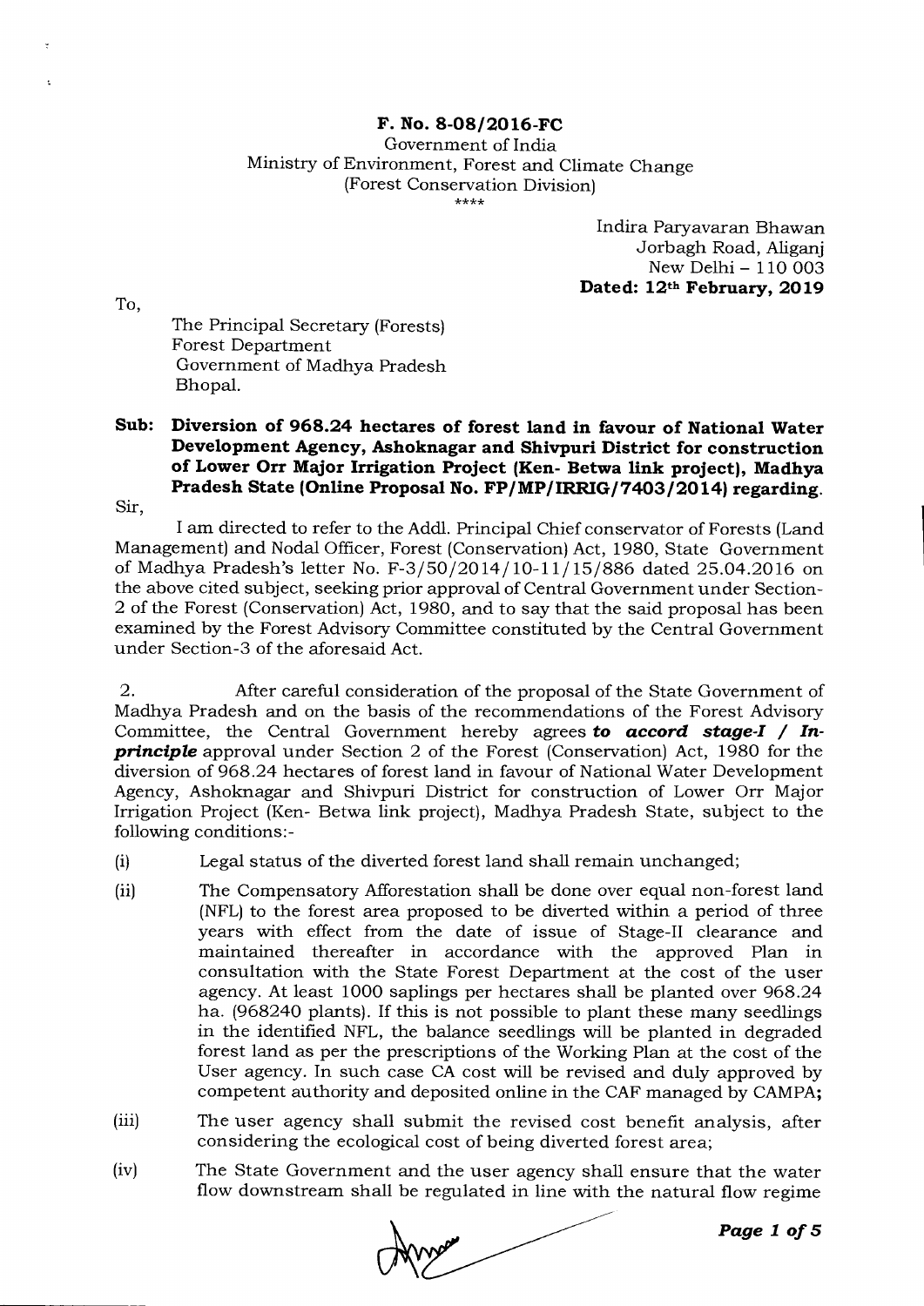**F. No. 8-08/2016-FC**
Government of India
Ministry of Environment, Forest and Climate Change
(Forest Conservation Division)
\*\*\*\*

Indira Paryavaran Bhawan
Jorbagh Road, Aliganj
New Delhi – 110 003
**Dated: 12th February, 2019**

To,

The Principal Secretary (Forests)
Forest Department
Government of Madhya Pradesh
Bhopal.

**Sub: Diversion of 968.24 hectares of forest land in favour of National Water Development Agency, Ashoknagar and Shivpuri District for construction of Lower Orr Major Irrigation Project (Ken- Betwa link project), Madhya Pradesh State (Online Proposal No. FP/MP/IRRIG/7403/2014) regarding.**

Sir,

I am directed to refer to the Addl. Principal Chief conservator of Forests (Land Management) and Nodal Officer, Forest (Conservation) Act, 1980, State Government of Madhya Pradesh's letter No. F-3/50/2014/10-11/15/886 dated 25.04.2016 on the above cited subject, seeking prior approval of Central Government under Section-2 of the Forest (Conservation) Act, 1980, and to say that the said proposal has been examined by the Forest Advisory Committee constituted by the Central Government under Section-3 of the aforesaid Act.

2. After careful consideration of the proposal of the State Government of Madhya Pradesh and on the basis of the recommendations of the Forest Advisory Committee, the Central Government hereby agrees ***to accord stage-I / In-principle*** approval under Section 2 of the Forest (Conservation) Act, 1980 for the diversion of 968.24 hectares of forest land in favour of National Water Development Agency, Ashoknagar and Shivpuri District for construction of Lower Orr Major Irrigation Project (Ken- Betwa link project), Madhya Pradesh State, subject to the following conditions:-

(i) Legal status of the diverted forest land shall remain unchanged;

(ii) The Compensatory Afforestation shall be done over equal non-forest land (NFL) to the forest area proposed to be diverted within a period of three years with effect from the date of issue of Stage-II clearance and maintained thereafter in accordance with the approved Plan in consultation with the State Forest Department at the cost of the user agency. At least 1000 saplings per hectares shall be planted over 968.24 ha. (968240 plants). If this is not possible to plant these many seedlings in the identified NFL, the balance seedlings will be planted in degraded forest land as per the prescriptions of the Working Plan at the cost of the User agency. In such case CA cost will be revised and duly approved by competent authority and deposited online in the CAF managed by CAMPA;

(iii) The user agency shall submit the revised cost benefit analysis, after considering the ecological cost of being diverted forest area;

(iv) The State Government and the user agency shall ensure that the water flow downstream shall be regulated in line with the natural flow regime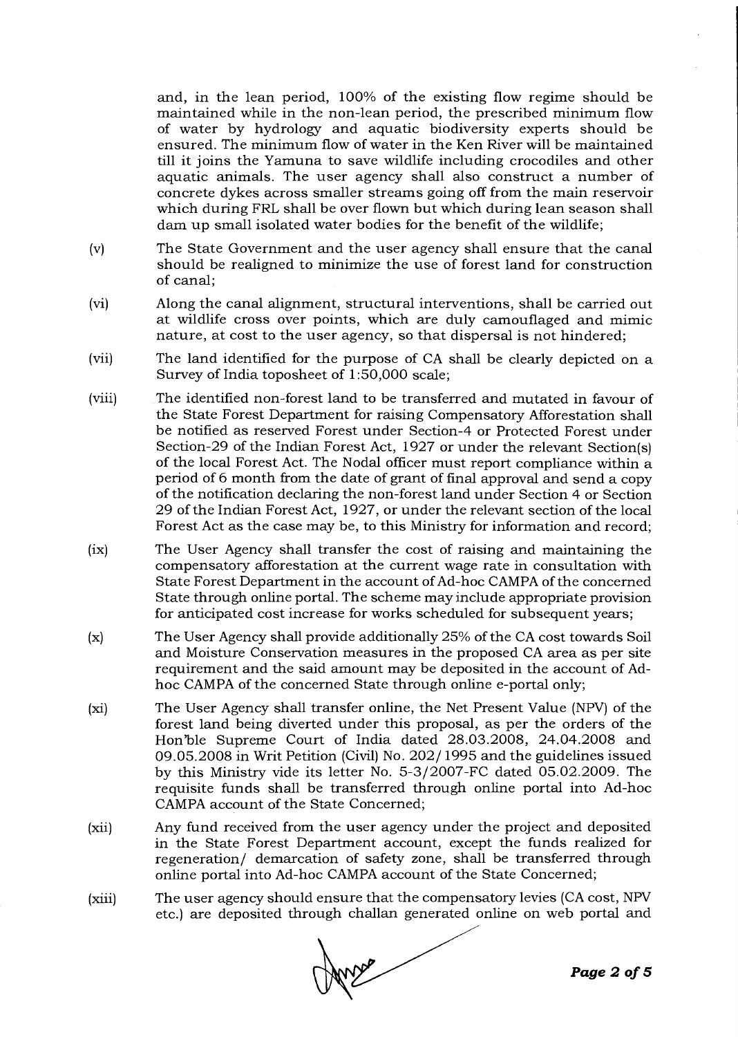and, in the lean period, 100% of the existing flow regime should be maintained while in the non-lean period, the prescribed minimum flow of water by hydrology and aquatic biodiversity experts should be ensured. The minimum flow of water in the Ken River will be maintained till it joins the Yamuna to save wildlife including crocodiles and other aquatic animals. The user agency shall also construct a number of concrete dykes across smaller streams going off from the main reservoir which during FRL shall be over flown but which during lean season shall dam up small isolated water bodies for the benefit of the wildlife;

(v) The State Government and the user agency shall ensure that the canal should be realigned to minimize the use of forest land for construction of canal;

(vi) Along the canal alignment, structural interventions, shall be carried out at wildlife cross over points, which are duly camouflaged and mimic nature, at cost to the user agency, so that dispersal is not hindered;

(vii) The land identified for the purpose of CA shall be clearly depicted on a Survey of India toposheet of 1:50,000 scale;

(viii) The identified non-forest land to be transferred and mutated in favour of the State Forest Department for raising Compensatory Afforestation shall be notified as reserved Forest under Section-4 or Protected Forest under Section-29 of the Indian Forest Act, 1927 or under the relevant Section(s) of the local Forest Act. The Nodal officer must report compliance within a period of 6 month from the date of grant of final approval and send a copy of the notification declaring the non-forest land under Section 4 or Section 29 of the Indian Forest Act, 1927, or under the relevant section of the local Forest Act as the case may be, to this Ministry for information and record;

(ix) The User Agency shall transfer the cost of raising and maintaining the compensatory afforestation at the current wage rate in consultation with State Forest Department in the account of Ad-hoc CAMPA of the concerned State through online portal. The scheme may include appropriate provision for anticipated cost increase for works scheduled for subsequent years;

(x) The User Agency shall provide additionally 25% of the CA cost towards Soil and Moisture Conservation measures in the proposed CA area as per site requirement and the said amount may be deposited in the account of Ad-hoc CAMPA of the concerned State through online e-portal only;

(xi) The User Agency shall transfer online, the Net Present Value (NPV) of the forest land being diverted under this proposal, as per the orders of the Hon'ble Supreme Court of India dated 28.03.2008, 24.04.2008 and 09.05.2008 in Writ Petition (Civil) No. 202/1995 and the guidelines issued by this Ministry vide its letter No. 5-3/2007-FC dated 05.02.2009. The requisite funds shall be transferred through online portal into Ad-hoc CAMPA account of the State Concerned;

(xii) Any fund received from the user agency under the project and deposited in the State Forest Department account, except the funds realized for regeneration/ demarcation of safety zone, shall be transferred through online portal into Ad-hoc CAMPA account of the State Concerned;

(xiii) The user agency should ensure that the compensatory levies (CA cost, NPV etc.) are deposited through challan generated online on web portal and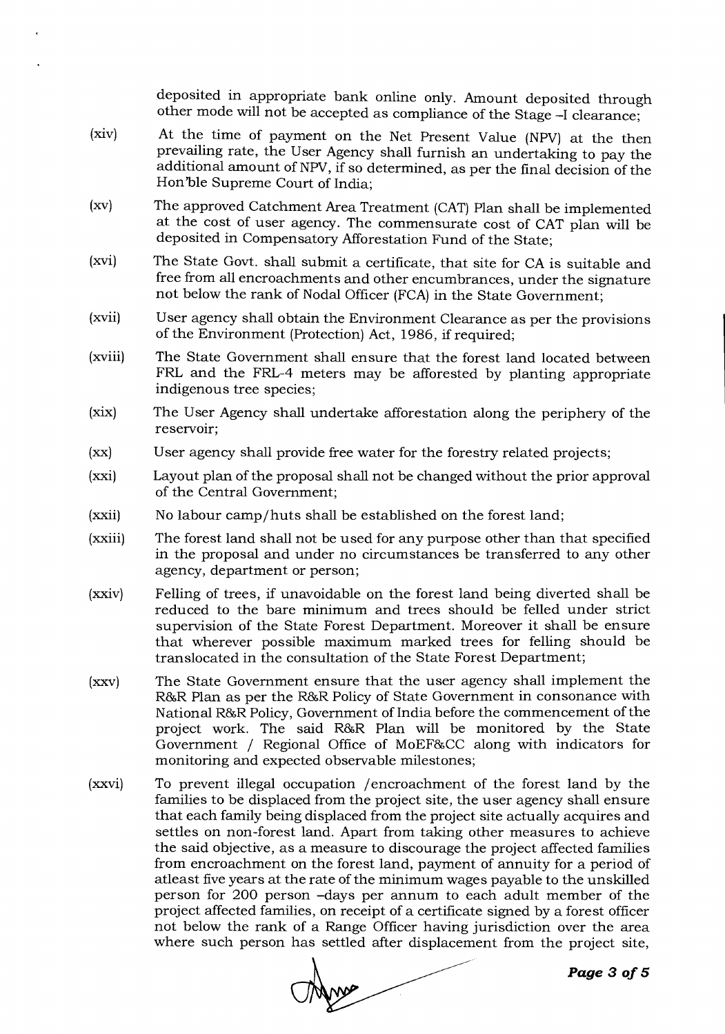deposited in appropriate bank online only. Amount deposited through other mode will not be accepted as compliance of the Stage –I clearance;

(xiv) At the time of payment on the Net Present Value (NPV) at the then prevailing rate, the User Agency shall furnish an undertaking to pay the additional amount of NPV, if so determined, as per the final decision of the Hon'ble Supreme Court of India;

(xv) The approved Catchment Area Treatment (CAT) Plan shall be implemented at the cost of user agency. The commensurate cost of CAT plan will be deposited in Compensatory Afforestation Fund of the State;

(xvi) The State Govt. shall submit a certificate, that site for CA is suitable and free from all encroachments and other encumbrances, under the signature not below the rank of Nodal Officer (FCA) in the State Government;

(xvii) User agency shall obtain the Environment Clearance as per the provisions of the Environment (Protection) Act, 1986, if required;

(xviii) The State Government shall ensure that the forest land located between FRL and the FRL-4 meters may be afforested by planting appropriate indigenous tree species;

(xix) The User Agency shall undertake afforestation along the periphery of the reservoir;

(xx) User agency shall provide free water for the forestry related projects;

(xxi) Layout plan of the proposal shall not be changed without the prior approval of the Central Government;

(xxii) No labour camp/huts shall be established on the forest land;

(xxiii) The forest land shall not be used for any purpose other than that specified in the proposal and under no circumstances be transferred to any other agency, department or person;

(xxiv) Felling of trees, if unavoidable on the forest land being diverted shall be reduced to the bare minimum and trees should be felled under strict supervision of the State Forest Department. Moreover it shall be ensure that wherever possible maximum marked trees for felling should be translocated in the consultation of the State Forest Department;

(xxv) The State Government ensure that the user agency shall implement the R&R Plan as per the R&R Policy of State Government in consonance with National R&R Policy, Government of India before the commencement of the project work. The said R&R Plan will be monitored by the State Government / Regional Office of MoEF&CC along with indicators for monitoring and expected observable milestones;

(xxvi) To prevent illegal occupation /encroachment of the forest land by the families to be displaced from the project site, the user agency shall ensure that each family being displaced from the project site actually acquires and settles on non-forest land. Apart from taking other measures to achieve the said objective, as a measure to discourage the project affected families from encroachment on the forest land, payment of annuity for a period of atleast five years at the rate of the minimum wages payable to the unskilled person for 200 person –days per annum to each adult member of the project affected families, on receipt of a certificate signed by a forest officer not below the rank of a Range Officer having jurisdiction over the area where such person has settled after displacement from the project site,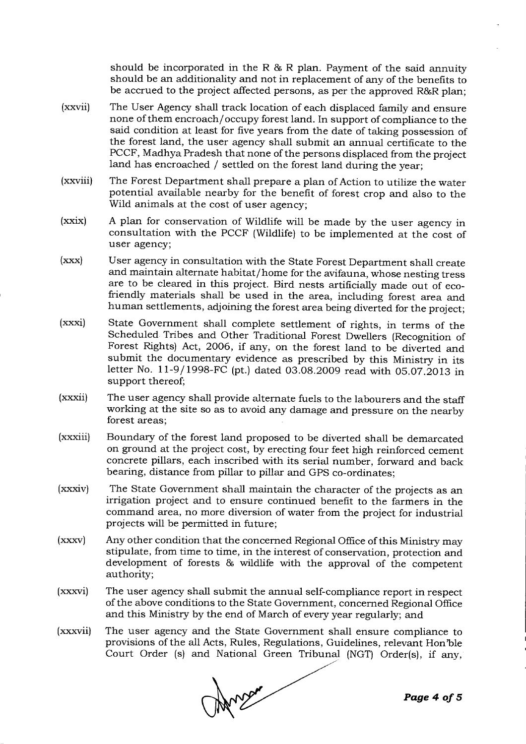should be incorporated in the R & R plan. Payment of the said annuity should be an additionality and not in replacement of any of the benefits to be accrued to the project affected persons, as per the approved R&R plan;

(xxvii) The User Agency shall track location of each displaced family and ensure none of them encroach/occupy forest land. In support of compliance to the said condition at least for five years from the date of taking possession of the forest land, the user agency shall submit an annual certificate to the PCCF, Madhya Pradesh that none of the persons displaced from the project land has encroached / settled on the forest land during the year;

(xxviii) The Forest Department shall prepare a plan of Action to utilize the water potential available nearby for the benefit of forest crop and also to the Wild animals at the cost of user agency;

(xxix) A plan for conservation of Wildlife will be made by the user agency in consultation with the PCCF (Wildlife) to be implemented at the cost of user agency;

(xxx) User agency in consultation with the State Forest Department shall create and maintain alternate habitat/home for the avifauna, whose nesting tress are to be cleared in this project. Bird nests artificially made out of eco-friendly materials shall be used in the area, including forest area and human settlements, adjoining the forest area being diverted for the project;

(xxxi) State Government shall complete settlement of rights, in terms of the Scheduled Tribes and Other Traditional Forest Dwellers (Recognition of Forest Rights) Act, 2006, if any, on the forest land to be diverted and submit the documentary evidence as prescribed by this Ministry in its letter No. 11-9/1998-FC (pt.) dated 03.08.2009 read with 05.07.2013 in support thereof;

(xxxii) The user agency shall provide alternate fuels to the labourers and the staff working at the site so as to avoid any damage and pressure on the nearby forest areas;

(xxxiii) Boundary of the forest land proposed to be diverted shall be demarcated on ground at the project cost, by erecting four feet high reinforced cement concrete pillars, each inscribed with its serial number, forward and back bearing, distance from pillar to pillar and GPS co-ordinates;

(xxxiv) The State Government shall maintain the character of the projects as an irrigation project and to ensure continued benefit to the farmers in the command area, no more diversion of water from the project for industrial projects will be permitted in future;

(xxxv) Any other condition that the concerned Regional Office of this Ministry may stipulate, from time to time, in the interest of conservation, protection and development of forests & wildlife with the approval of the competent authority;

(xxxvi) The user agency shall submit the annual self-compliance report in respect of the above conditions to the State Government, concerned Regional Office and this Ministry by the end of March of every year regularly; and

(xxxvii) The user agency and the State Government shall ensure compliance to provisions of the all Acts, Rules, Regulations, Guidelines, relevant Hon'ble Court Order (s) and National Green Tribunal (NGT) Order(s), if any,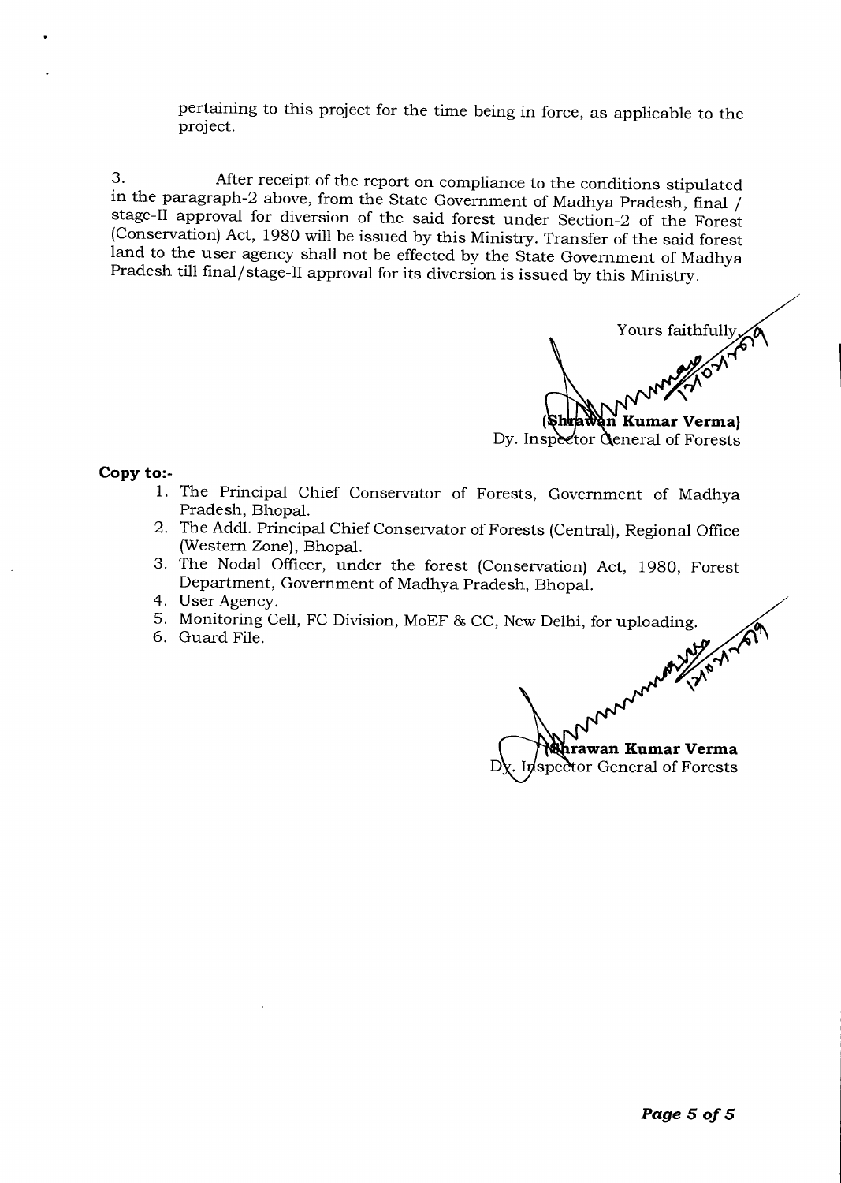pertaining to this project for the time being in force, as applicable to the project.

3. After receipt of the report on compliance to the conditions stipulated in the paragraph-2 above, from the State Government of Madhya Pradesh, final / stage-II approval for diversion of the said forest under Section-2 of the Forest (Conservation) Act, 1980 will be issued by this Ministry. Transfer of the said forest land to the user agency shall not be effected by the State Government of Madhya Pradesh till final/stage-II approval for its diversion is issued by this Ministry.

Yours faithfully,

**(Shrawan Kumar Verma)**
Dy. Inspector General of Forests

**Copy to:-**

1. The Principal Chief Conservator of Forests, Government of Madhya Pradesh, Bhopal.
2. The Addl. Principal Chief Conservator of Forests (Central), Regional Office (Western Zone), Bhopal.
3. The Nodal Officer, under the forest (Conservation) Act, 1980, Forest Department, Government of Madhya Pradesh, Bhopal.
4. User Agency.
5. Monitoring Cell, FC Division, MoEF & CC, New Delhi, for uploading.
6. Guard File.

**Shrawan Kumar Verma**
Dy. Inspector General of Forests